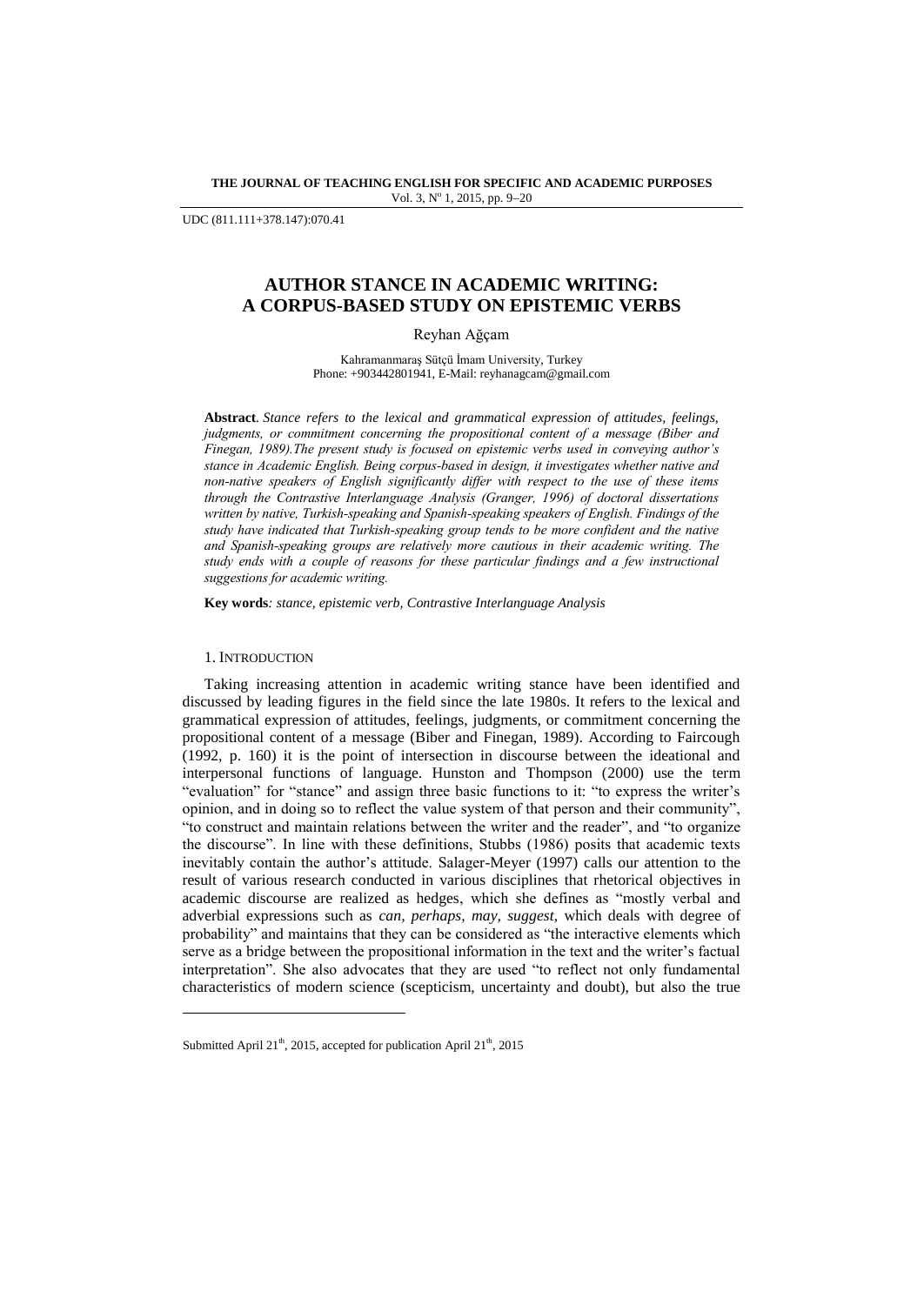UDC (811.111+378.147):070.41

# AUTHOR STANCE IN ACADEMIC WRITING: A CORPUS-BASED STUDY ON EPISTEMIC VERBS

Reyhan Ağçam

Kahramanmaraş Sütçü İmam University, Turkey
Phone: +903442801941, E-Mail: reyhanagcam@gmail.com

**Abstract**. *Stance refers to the lexical and grammatical expression of attitudes, feelings, judgments, or commitment concerning the propositional content of a message (Biber and Finegan, 1989).The present study is focused on epistemic verbs used in conveying author's stance in Academic English. Being corpus-based in design, it investigates whether native and non-native speakers of English significantly differ with respect to the use of these items through the Contrastive Interlanguage Analysis (Granger, 1996) of doctoral dissertations written by native, Turkish-speaking and Spanish-speaking speakers of English. Findings of the study have indicated that Turkish-speaking group tends to be more confident and the native and Spanish-speaking groups are relatively more cautious in their academic writing. The study ends with a couple of reasons for these particular findings and a few instructional suggestions for academic writing.*

**Key words***: stance, epistemic verb, Contrastive Interlanguage Analysis*

## 1. INTRODUCTION

Taking increasing attention in academic writing stance have been identified and discussed by leading figures in the field since the late 1980s. It refers to the lexical and grammatical expression of attitudes, feelings, judgments, or commitment concerning the propositional content of a message (Biber and Finegan, 1989). According to Faircough (1992, p. 160) it is the point of intersection in discourse between the ideational and interpersonal functions of language. Hunston and Thompson (2000) use the term "evaluation" for "stance" and assign three basic functions to it: "to express the writer's opinion, and in doing so to reflect the value system of that person and their community", "to construct and maintain relations between the writer and the reader", and "to organize the discourse". In line with these definitions, Stubbs (1986) posits that academic texts inevitably contain the author's attitude. Salager-Meyer (1997) calls our attention to the result of various research conducted in various disciplines that rhetorical objectives in academic discourse are realized as hedges, which she defines as "mostly verbal and adverbial expressions such as *can, perhaps, may, suggest*, which deals with degree of probability" and maintains that they can be considered as "the interactive elements which serve as a bridge between the propositional information in the text and the writer's factual interpretation". She also advocates that they are used "to reflect not only fundamental characteristics of modern science (scepticism, uncertainty and doubt), but also the true

Submitted April 21th, 2015, accepted for publication April 21th, 2015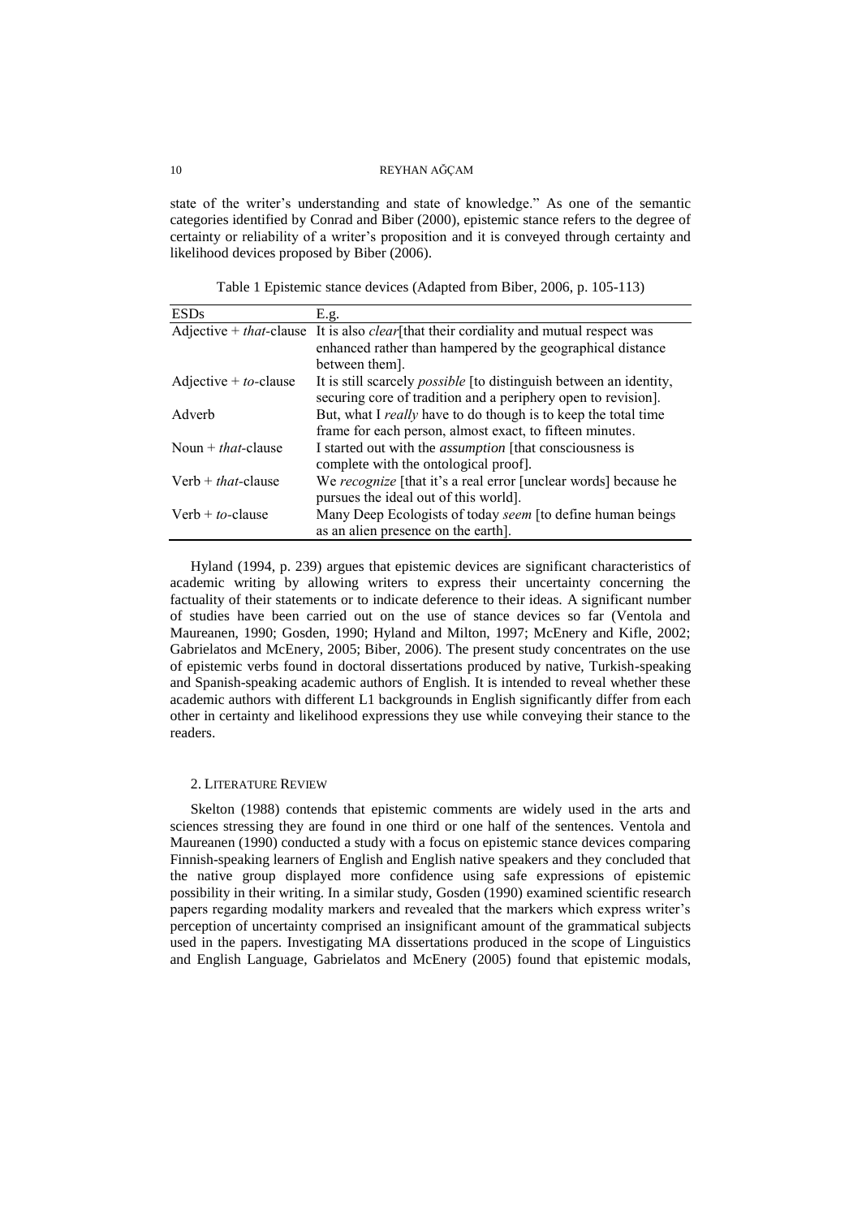state of the writer's understanding and state of knowledge." As one of the semantic categories identified by Conrad and Biber (2000), epistemic stance refers to the degree of certainty or reliability of a writer's proposition and it is conveyed through certainty and likelihood devices proposed by Biber (2006).

Table 1 Epistemic stance devices (Adapted from Biber, 2006, p. 105-113)

| ESDs | E.g. |
|---|---|
| Adjective + *that*-clause | It is also *clear*[that their cordiality and mutual respect was enhanced rather than hampered by the geographical distance between them]. |
| Adjective + *to*-clause | It is still scarcely *possible* [to distinguish between an identity, securing core of tradition and a periphery open to revision]. |
| Adverb | But, what I *really* have to do though is to keep the total time frame for each person, almost exact, to fifteen minutes. |
| Noun + *that*-clause | I started out with the *assumption* [that consciousness is complete with the ontological proof]. |
| Verb + *that*-clause | We *recognize* [that it's a real error [unclear words] because he pursues the ideal out of this world]. |
| Verb + *to*-clause | Many Deep Ecologists of today *seem* [to define human beings as an alien presence on the earth]. |

Hyland (1994, p. 239) argues that epistemic devices are significant characteristics of academic writing by allowing writers to express their uncertainty concerning the factuality of their statements or to indicate deference to their ideas. A significant number of studies have been carried out on the use of stance devices so far (Ventola and Maureanen, 1990; Gosden, 1990; Hyland and Milton, 1997; McEnery and Kifle, 2002; Gabrielatos and McEnery, 2005; Biber, 2006). The present study concentrates on the use of epistemic verbs found in doctoral dissertations produced by native, Turkish-speaking and Spanish-speaking academic authors of English. It is intended to reveal whether these academic authors with different L1 backgrounds in English significantly differ from each other in certainty and likelihood expressions they use while conveying their stance to the readers.

## 2. Literature Review

Skelton (1988) contends that epistemic comments are widely used in the arts and sciences stressing they are found in one third or one half of the sentences. Ventola and Maureanen (1990) conducted a study with a focus on epistemic stance devices comparing Finnish-speaking learners of English and English native speakers and they concluded that the native group displayed more confidence using safe expressions of epistemic possibility in their writing. In a similar study, Gosden (1990) examined scientific research papers regarding modality markers and revealed that the markers which express writer's perception of uncertainty comprised an insignificant amount of the grammatical subjects used in the papers. Investigating MA dissertations produced in the scope of Linguistics and English Language, Gabrielatos and McEnery (2005) found that epistemic modals,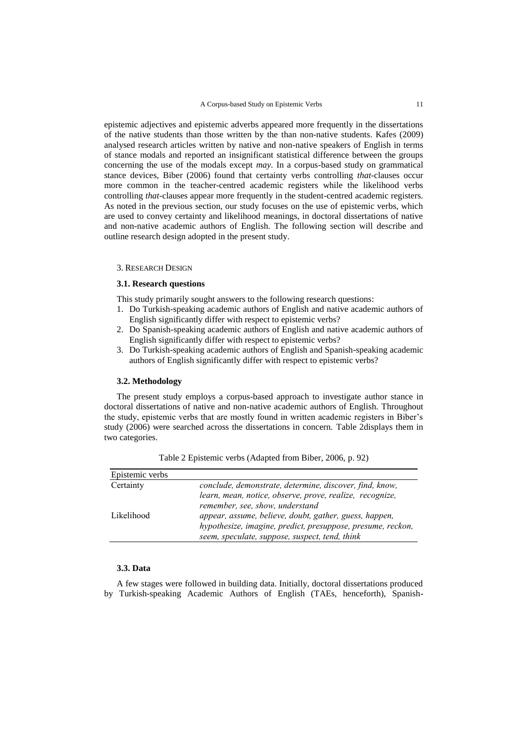epistemic adjectives and epistemic adverbs appeared more frequently in the dissertations of the native students than those written by the than non-native students. Kafes (2009) analysed research articles written by native and non-native speakers of English in terms of stance modals and reported an insignificant statistical difference between the groups concerning the use of the modals except *may*. In a corpus-based study on grammatical stance devices, Biber (2006) found that certainty verbs controlling *that*-clauses occur more common in the teacher-centred academic registers while the likelihood verbs controlling *that*-clauses appear more frequently in the student-centred academic registers. As noted in the previous section, our study focuses on the use of epistemic verbs, which are used to convey certainty and likelihood meanings, in doctoral dissertations of native and non-native academic authors of English. The following section will describe and outline research design adopted in the present study.

## 3. Research Design

### 3.1. Research questions

This study primarily sought answers to the following research questions:

1. Do Turkish-speaking academic authors of English and native academic authors of English significantly differ with respect to epistemic verbs?
2. Do Spanish-speaking academic authors of English and native academic authors of English significantly differ with respect to epistemic verbs?
3. Do Turkish-speaking academic authors of English and Spanish-speaking academic authors of English significantly differ with respect to epistemic verbs?

### 3.2. Methodology

The present study employs a corpus-based approach to investigate author stance in doctoral dissertations of native and non-native academic authors of English. Throughout the study, epistemic verbs that are mostly found in written academic registers in Biber's study (2006) were searched across the dissertations in concern. Table 2displays them in two categories.

Table 2 Epistemic verbs (Adapted from Biber, 2006, p. 92)

| Epistemic verbs | |
|---|---|
| Certainty | *conclude, demonstrate, determine, discover, find, know, learn, mean, notice, observe, prove, realize, recognize, remember, see, show, understand* |
| Likelihood | *appear, assume, believe, doubt, gather, guess, happen, hypothesize, imagine, predict, presuppose, presume, reckon, seem, speculate, suppose, suspect, tend, think* |

### 3.3. Data

A few stages were followed in building data. Initially, doctoral dissertations produced by Turkish-speaking Academic Authors of English (TAEs, henceforth), Spanish-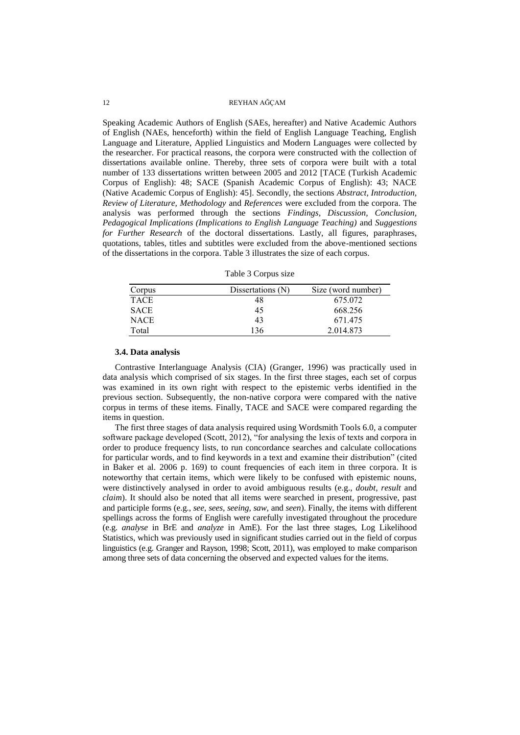Speaking Academic Authors of English (SAEs, hereafter) and Native Academic Authors of English (NAEs, henceforth) within the field of English Language Teaching, English Language and Literature, Applied Linguistics and Modern Languages were collected by the researcher. For practical reasons, the corpora were constructed with the collection of dissertations available online. Thereby, three sets of corpora were built with a total number of 133 dissertations written between 2005 and 2012 [TACE (Turkish Academic Corpus of English): 48; SACE (Spanish Academic Corpus of English): 43; NACE (Native Academic Corpus of English): 45]. Secondly, the sections *Abstract, Introduction, Review of Literature, Methodology* and *References* were excluded from the corpora. The analysis was performed through the sections *Findings, Discussion, Conclusion, Pedagogical Implications (Implications to English Language Teaching)* and *Suggestions for Further Research* of the doctoral dissertations. Lastly, all figures, paraphrases, quotations, tables, titles and subtitles were excluded from the above-mentioned sections of the dissertations in the corpora. Table 3 illustrates the size of each corpus.

Table 3 Corpus size

| Corpus | Dissertations (N) | Size (word number) |
|---|---|---|
| TACE | 48 | 675.072 |
| SACE | 45 | 668.256 |
| NACE | 43 | 671.475 |
| Total | 136 | 2.014.873 |

### 3.4. Data analysis

Contrastive Interlanguage Analysis (CIA) (Granger, 1996) was practically used in data analysis which comprised of six stages. In the first three stages, each set of corpus was examined in its own right with respect to the epistemic verbs identified in the previous section. Subsequently, the non-native corpora were compared with the native corpus in terms of these items. Finally, TACE and SACE were compared regarding the items in question.

The first three stages of data analysis required using Wordsmith Tools 6.0, a computer software package developed (Scott, 2012), "for analysing the lexis of texts and corpora in order to produce frequency lists, to run concordance searches and calculate collocations for particular words, and to find keywords in a text and examine their distribution" (cited in Baker et al. 2006 p. 169) to count frequencies of each item in three corpora. It is noteworthy that certain items, which were likely to be confused with epistemic nouns, were distinctively analysed in order to avoid ambiguous results (e.g., *doubt, result* and *claim*). It should also be noted that all items were searched in present, progressive, past and participle forms (e.g., *see, sees, seeing, saw,* and *seen*). Finally, the items with different spellings across the forms of English were carefully investigated throughout the procedure (e.g. *analyse* in BrE and *analyze* in AmE). For the last three stages, Log Likelihood Statistics, which was previously used in significant studies carried out in the field of corpus linguistics (e.g. Granger and Rayson, 1998; Scott, 2011), was employed to make comparison among three sets of data concerning the observed and expected values for the items.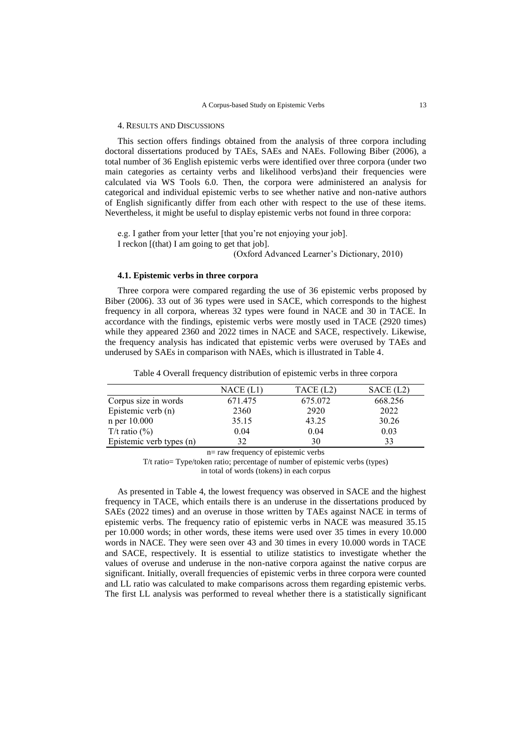## 4. RESULTS AND DISCUSSIONS

This section offers findings obtained from the analysis of three corpora including doctoral dissertations produced by TAEs, SAEs and NAEs. Following Biber (2006), a total number of 36 English epistemic verbs were identified over three corpora (under two main categories as certainty verbs and likelihood verbs)and their frequencies were calculated via WS Tools 6.0. Then, the corpora were administered an analysis for categorical and individual epistemic verbs to see whether native and non-native authors of English significantly differ from each other with respect to the use of these items. Nevertheless, it might be useful to display epistemic verbs not found in three corpora:

e.g. I gather from your letter [that you're not enjoying your job].
I reckon [(that) I am going to get that job].

(Oxford Advanced Learner's Dictionary, 2010)

### 4.1. Epistemic verbs in three corpora

Three corpora were compared regarding the use of 36 epistemic verbs proposed by Biber (2006). 33 out of 36 types were used in SACE, which corresponds to the highest frequency in all corpora, whereas 32 types were found in NACE and 30 in TACE. In accordance with the findings, epistemic verbs were mostly used in TACE (2920 times) while they appeared 2360 and 2022 times in NACE and SACE, respectively. Likewise, the frequency analysis has indicated that epistemic verbs were overused by TAEs and underused by SAEs in comparison with NAEs, which is illustrated in Table 4.

Table 4 Overall frequency distribution of epistemic verbs in three corpora

| | NACE (L1) | TACE (L2) | SACE (L2) |
|---|---|---|---|
| Corpus size in words | 671.475 | 675.072 | 668.256 |
| Epistemic verb (n) | 2360 | 2920 | 2022 |
| n per 10.000 | 35.15 | 43.25 | 30.26 |
| T/t ratio (%) | 0.04 | 0.04 | 0.03 |
| Epistemic verb types (n) | 32 | 30 | 33 |

n= raw frequency of epistemic verbs
T/t ratio= Type/token ratio; percentage of number of epistemic verbs (types) in total of words (tokens) in each corpus

As presented in Table 4, the lowest frequency was observed in SACE and the highest frequency in TACE, which entails there is an underuse in the dissertations produced by SAEs (2022 times) and an overuse in those written by TAEs against NACE in terms of epistemic verbs. The frequency ratio of epistemic verbs in NACE was measured 35.15 per 10.000 words; in other words, these items were used over 35 times in every 10.000 words in NACE. They were seen over 43 and 30 times in every 10.000 words in TACE and SACE, respectively. It is essential to utilize statistics to investigate whether the values of overuse and underuse in the non-native corpora against the native corpus are significant. Initially, overall frequencies of epistemic verbs in three corpora were counted and LL ratio was calculated to make comparisons across them regarding epistemic verbs. The first LL analysis was performed to reveal whether there is a statistically significant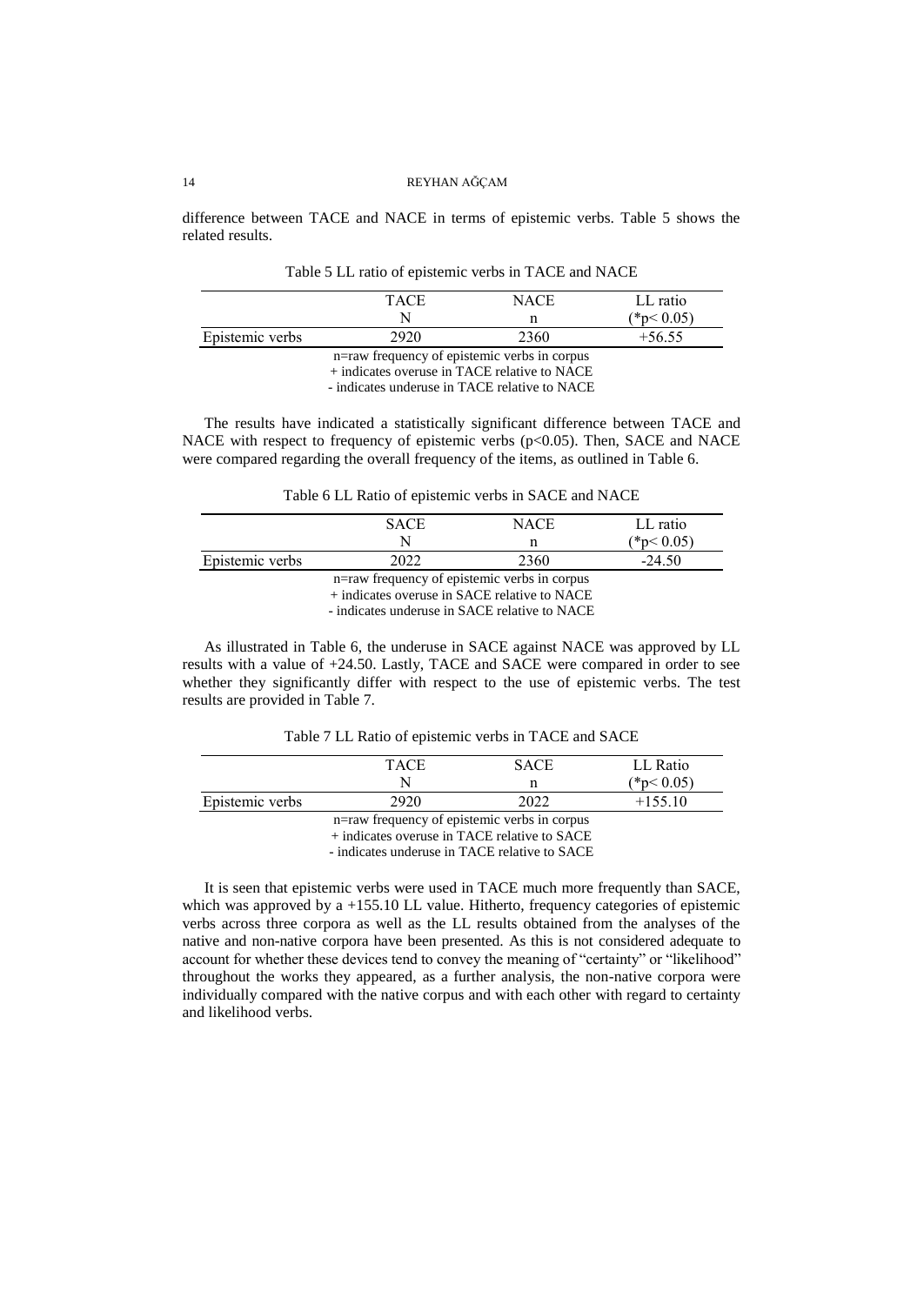difference between TACE and NACE in terms of epistemic verbs. Table 5 shows the related results.

Table 5 LL ratio of epistemic verbs in TACE and NACE

| | TACE<br>N | NACE<br>n | LL ratio<br>(*p< 0.05) |
|---|---|---|---|
| Epistemic verbs | 2920 | 2360 | +56.55 |

n=raw frequency of epistemic verbs in corpus
+ indicates overuse in TACE relative to NACE
- indicates underuse in TACE relative to NACE

The results have indicated a statistically significant difference between TACE and NACE with respect to frequency of epistemic verbs ($p<0.05$). Then, SACE and NACE were compared regarding the overall frequency of the items, as outlined in Table 6.

Table 6 LL Ratio of epistemic verbs in SACE and NACE

| | SACE<br>N | NACE<br>n | LL ratio<br>(*p< 0.05) |
|---|---|---|---|
| Epistemic verbs | 2022 | 2360 | -24.50 |

n=raw frequency of epistemic verbs in corpus
+ indicates overuse in SACE relative to NACE
- indicates underuse in SACE relative to NACE

As illustrated in Table 6, the underuse in SACE against NACE was approved by LL results with a value of +24.50. Lastly, TACE and SACE were compared in order to see whether they significantly differ with respect to the use of epistemic verbs. The test results are provided in Table 7.

Table 7 LL Ratio of epistemic verbs in TACE and SACE

| | TACE<br>N | SACE<br>n | LL Ratio<br>(*p< 0.05) |
|---|---|---|---|
| Epistemic verbs | 2920 | 2022 | +155.10 |

n=raw frequency of epistemic verbs in corpus
+ indicates overuse in TACE relative to SACE
- indicates underuse in TACE relative to SACE

It is seen that epistemic verbs were used in TACE much more frequently than SACE, which was approved by a +155.10 LL value. Hitherto, frequency categories of epistemic verbs across three corpora as well as the LL results obtained from the analyses of the native and non-native corpora have been presented. As this is not considered adequate to account for whether these devices tend to convey the meaning of "certainty" or "likelihood" throughout the works they appeared, as a further analysis, the non-native corpora were individually compared with the native corpus and with each other with regard to certainty and likelihood verbs.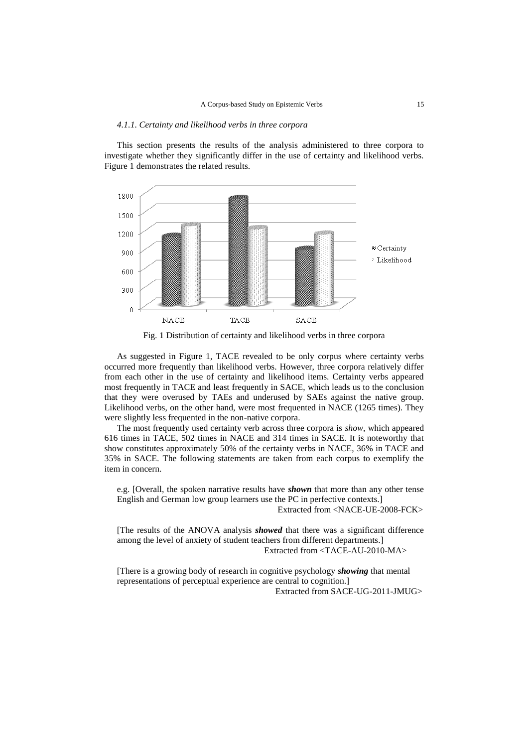### 4.1.1. Certainty and likelihood verbs in three corpora

This section presents the results of the analysis administered to three corpora to investigate whether they significantly differ in the use of certainty and likelihood verbs. Figure 1 demonstrates the related results.

Fig. 1 Distribution of certainty and likelihood verbs in three corpora

As suggested in Figure 1, TACE revealed to be only corpus where certainty verbs occurred more frequently than likelihood verbs. However, three corpora relatively differ from each other in the use of certainty and likelihood items. Certainty verbs appeared most frequently in TACE and least frequently in SACE, which leads us to the conclusion that they were overused by TAEs and underused by SAEs against the native group. Likelihood verbs, on the other hand, were most frequented in NACE (1265 times). They were slightly less frequented in the non-native corpora.

The most frequently used certainty verb across three corpora is *show*, which appeared 616 times in TACE, 502 times in NACE and 314 times in SACE. It is noteworthy that show constitutes approximately 50% of the certainty verbs in NACE, 36% in TACE and 35% in SACE. The following statements are taken from each corpus to exemplify the item in concern.

e.g. [Overall, the spoken narrative results have ***shown*** that more than any other tense English and German low group learners use the PC in perfective contexts.]

Extracted from <NACE-UE-2008-FCK>

[The results of the ANOVA analysis ***showed*** that there was a significant difference among the level of anxiety of student teachers from different departments.]

Extracted from <TACE-AU-2010-MA>

[There is a growing body of research in cognitive psychology ***showing*** that mental representations of perceptual experience are central to cognition.]

Extracted from SACE-UG-2011-JMUG>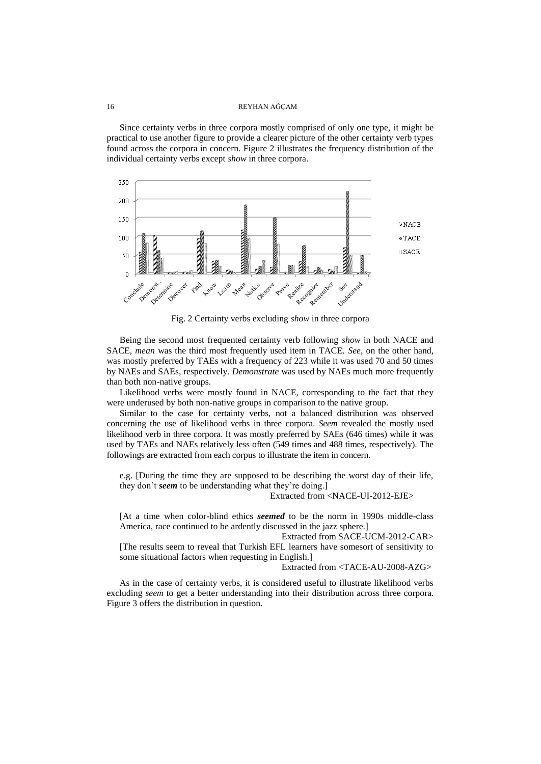Since certainty verbs in three corpora mostly comprised of only one type, it might be practical to use another figure to provide a clearer picture of the other certainty verb types found across the corpora in concern. Figure 2 illustrates the frequency distribution of the individual certainty verbs except *show* in three corpora.

Fig. 2 Certainty verbs excluding *show* in three corpora

Being the second most frequented certainty verb following *show* in both NACE and SACE, *mean* was the third most frequently used item in TACE. *See*, on the other hand, was mostly preferred by TAEs with a frequency of 223 while it was used 70 and 50 times by NAEs and SAEs, respectively. *Demonstrate* was used by NAEs much more frequently than both non-native groups.

Likelihood verbs were mostly found in NACE, corresponding to the fact that they were underused by both non-native groups in comparison to the native group.

Similar to the case for certainty verbs, not a balanced distribution was observed concerning the use of likelihood verbs in three corpora. *Seem* revealed the mostly used likelihood verb in three corpora. It was mostly preferred by SAEs (646 times) while it was used by TAEs and NAEs relatively less often (549 times and 488 times, respectively). The followings are extracted from each corpus to illustrate the item in concern.

e.g. [During the time they are supposed to be describing the worst day of their life, they don't ***seem*** to be understanding what they're doing.]

Extracted from <NACE-UI-2012-EJE>

[At a time when color-blind ethics ***seemed*** to be the norm in 1990s middle-class America, race continued to be ardently discussed in the jazz sphere.]

Extracted from SACE-UCM-2012-CAR>

[The results seem to reveal that Turkish EFL learners have somesort of sensitivity to some situational factors when requesting in English.]

Extracted from <TACE-AU-2008-AZG>

As in the case of certainty verbs, it is considered useful to illustrate likelihood verbs excluding *seem* to get a better understanding into their distribution across three corpora. Figure 3 offers the distribution in question.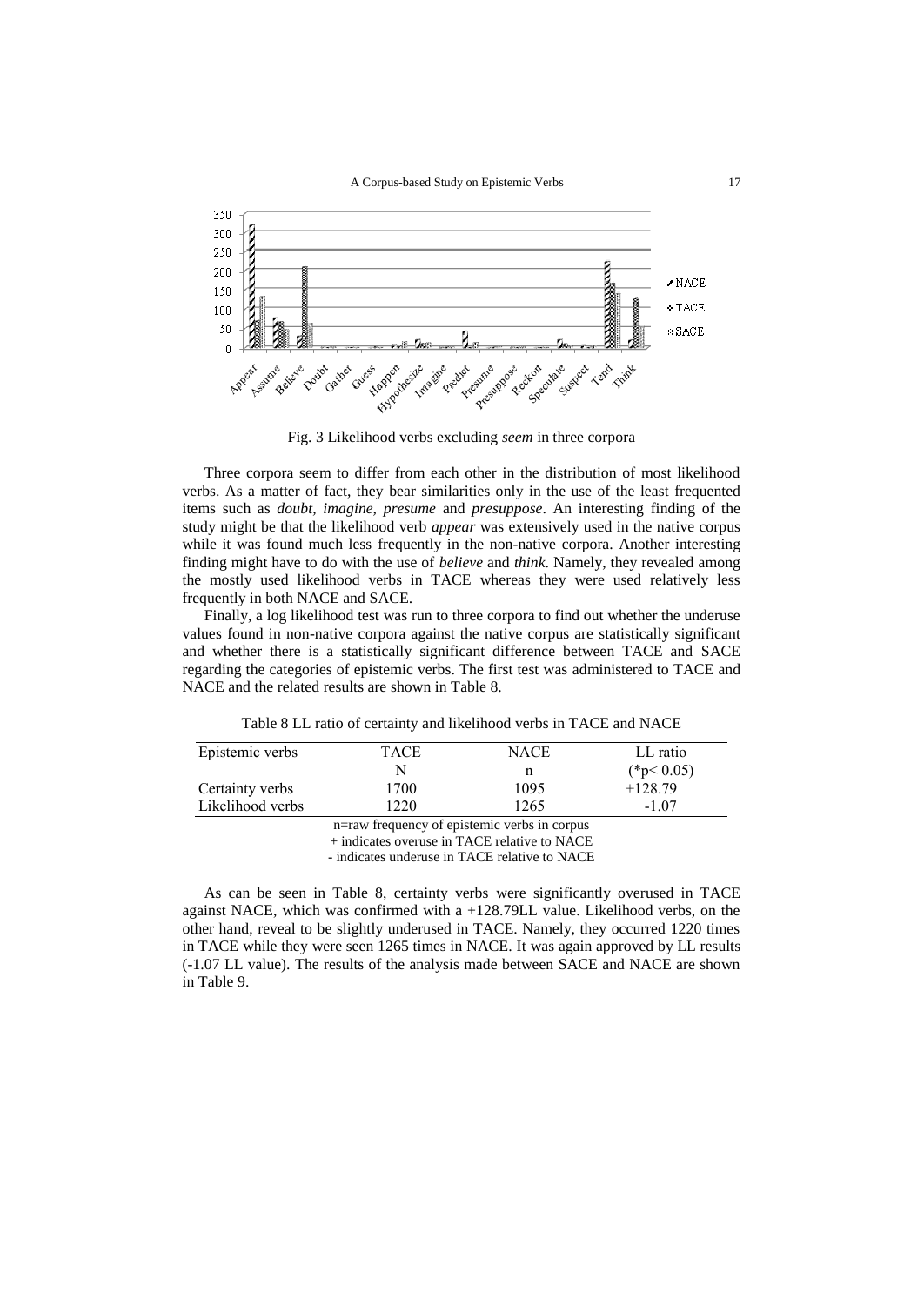Fig. 3 Likelihood verbs excluding *seem* in three corpora

Three corpora seem to differ from each other in the distribution of most likelihood verbs. As a matter of fact, they bear similarities only in the use of the least frequented items such as *doubt, imagine, presume* and *presuppose*. An interesting finding of the study might be that the likelihood verb *appear* was extensively used in the native corpus while it was found much less frequently in the non-native corpora. Another interesting finding might have to do with the use of *believe* and *think*. Namely, they revealed among the mostly used likelihood verbs in TACE whereas they were used relatively less frequently in both NACE and SACE.

Finally, a log likelihood test was run to three corpora to find out whether the underuse values found in non-native corpora against the native corpus are statistically significant and whether there is a statistically significant difference between TACE and SACE regarding the categories of epistemic verbs. The first test was administered to TACE and NACE and the related results are shown in Table 8.

Table 8 LL ratio of certainty and likelihood verbs in TACE and NACE

| Epistemic verbs | TACE N | NACE n | LL ratio (*p< 0.05) |
|---|---|---|---|
| Certainty verbs | 1700 | 1095 | +128.79 |
| Likelihood verbs | 1220 | 1265 | -1.07 |

n=raw frequency of epistemic verbs in corpus
+ indicates overuse in TACE relative to NACE
- indicates underuse in TACE relative to NACE

As can be seen in Table 8, certainty verbs were significantly overused in TACE against NACE, which was confirmed with a +128.79LL value. Likelihood verbs, on the other hand, reveal to be slightly underused in TACE. Namely, they occurred 1220 times in TACE while they were seen 1265 times in NACE. It was again approved by LL results (-1.07 LL value). The results of the analysis made between SACE and NACE are shown in Table 9.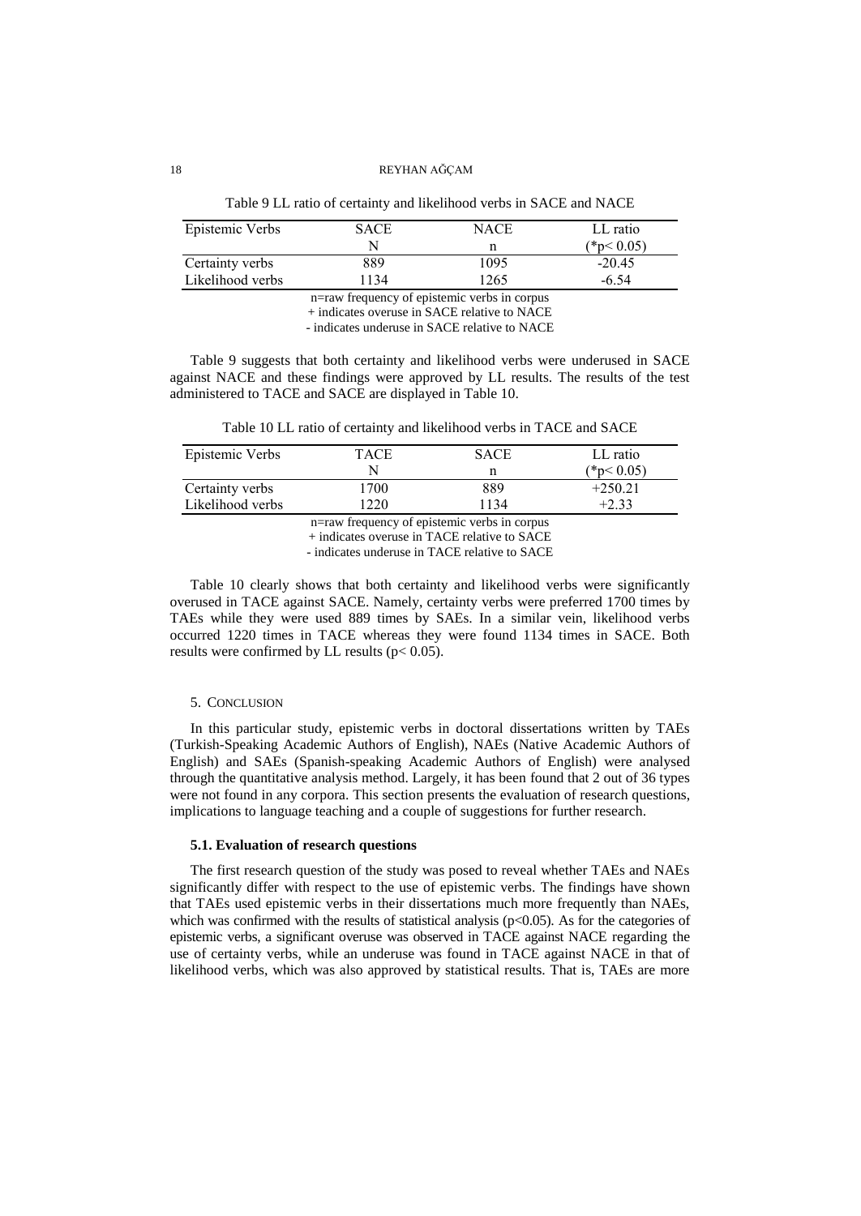Table 9 LL ratio of certainty and likelihood verbs in SACE and NACE

| Epistemic Verbs | SACE N | NACE n | LL ratio (*p< 0.05) |
|---|---|---|---|
| Certainty verbs | 889 | 1095 | -20.45 |
| Likelihood verbs | 1134 | 1265 | -6.54 |

n=raw frequency of epistemic verbs in corpus
+ indicates overuse in SACE relative to NACE
- indicates underuse in SACE relative to NACE

Table 9 suggests that both certainty and likelihood verbs were underused in SACE against NACE and these findings were approved by LL results. The results of the test administered to TACE and SACE are displayed in Table 10.

Table 10 LL ratio of certainty and likelihood verbs in TACE and SACE

| Epistemic Verbs | TACE N | SACE n | LL ratio (*p< 0.05) |
|---|---|---|---|
| Certainty verbs | 1700 | 889 | +250.21 |
| Likelihood verbs | 1220 | 1134 | +2.33 |

n=raw frequency of epistemic verbs in corpus
+ indicates overuse in TACE relative to SACE
- indicates underuse in TACE relative to SACE

Table 10 clearly shows that both certainty and likelihood verbs were significantly overused in TACE against SACE. Namely, certainty verbs were preferred 1700 times by TAEs while they were used 889 times by SAEs. In a similar vein, likelihood verbs occurred 1220 times in TACE whereas they were found 1134 times in SACE. Both results were confirmed by LL results ($p< 0.05$).

## 5. Conclusion

In this particular study, epistemic verbs in doctoral dissertations written by TAEs (Turkish-Speaking Academic Authors of English), NAEs (Native Academic Authors of English) and SAEs (Spanish-speaking Academic Authors of English) were analysed through the quantitative analysis method. Largely, it has been found that 2 out of 36 types were not found in any corpora. This section presents the evaluation of research questions, implications to language teaching and a couple of suggestions for further research.

### 5.1. Evaluation of research questions

The first research question of the study was posed to reveal whether TAEs and NAEs significantly differ with respect to the use of epistemic verbs. The findings have shown that TAEs used epistemic verbs in their dissertations much more frequently than NAEs, which was confirmed with the results of statistical analysis ($p<0.05$). As for the categories of epistemic verbs, a significant overuse was observed in TACE against NACE regarding the use of certainty verbs, while an underuse was found in TACE against NACE in that of likelihood verbs, which was also approved by statistical results. That is, TAEs are more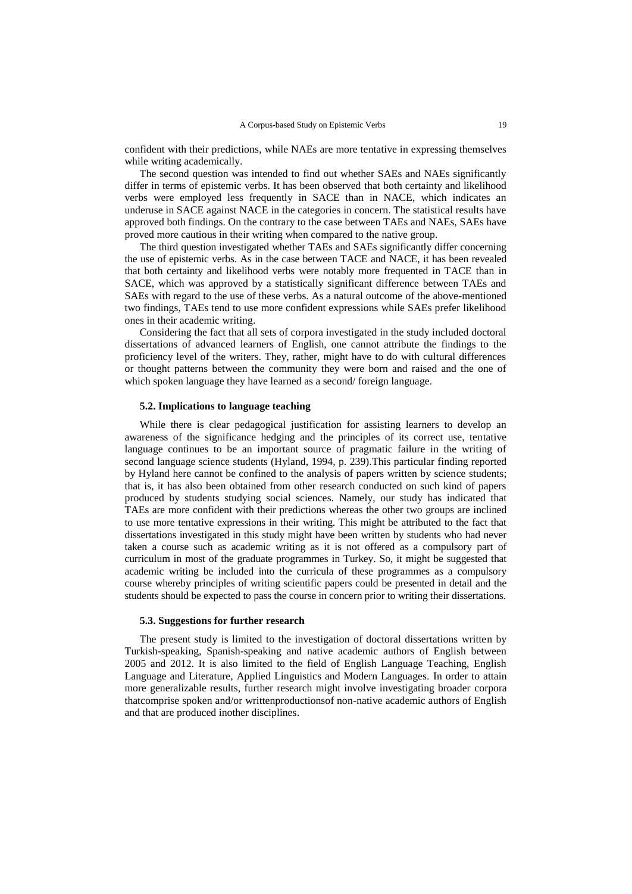confident with their predictions, while NAEs are more tentative in expressing themselves while writing academically.

The second question was intended to find out whether SAEs and NAEs significantly differ in terms of epistemic verbs. It has been observed that both certainty and likelihood verbs were employed less frequently in SACE than in NACE, which indicates an underuse in SACE against NACE in the categories in concern. The statistical results have approved both findings. On the contrary to the case between TAEs and NAEs, SAEs have proved more cautious in their writing when compared to the native group.

The third question investigated whether TAEs and SAEs significantly differ concerning the use of epistemic verbs. As in the case between TACE and NACE, it has been revealed that both certainty and likelihood verbs were notably more frequented in TACE than in SACE, which was approved by a statistically significant difference between TAEs and SAEs with regard to the use of these verbs. As a natural outcome of the above-mentioned two findings, TAEs tend to use more confident expressions while SAEs prefer likelihood ones in their academic writing.

Considering the fact that all sets of corpora investigated in the study included doctoral dissertations of advanced learners of English, one cannot attribute the findings to the proficiency level of the writers. They, rather, might have to do with cultural differences or thought patterns between the community they were born and raised and the one of which spoken language they have learned as a second/ foreign language.

### 5.2. Implications to language teaching

While there is clear pedagogical justification for assisting learners to develop an awareness of the significance hedging and the principles of its correct use, tentative language continues to be an important source of pragmatic failure in the writing of second language science students (Hyland, 1994, p. 239).This particular finding reported by Hyland here cannot be confined to the analysis of papers written by science students; that is, it has also been obtained from other research conducted on such kind of papers produced by students studying social sciences. Namely, our study has indicated that TAEs are more confident with their predictions whereas the other two groups are inclined to use more tentative expressions in their writing. This might be attributed to the fact that dissertations investigated in this study might have been written by students who had never taken a course such as academic writing as it is not offered as a compulsory part of curriculum in most of the graduate programmes in Turkey. So, it might be suggested that academic writing be included into the curricula of these programmes as a compulsory course whereby principles of writing scientific papers could be presented in detail and the students should be expected to pass the course in concern prior to writing their dissertations.

### 5.3. Suggestions for further research

The present study is limited to the investigation of doctoral dissertations written by Turkish-speaking, Spanish-speaking and native academic authors of English between 2005 and 2012. It is also limited to the field of English Language Teaching, English Language and Literature, Applied Linguistics and Modern Languages. In order to attain more generalizable results, further research might involve investigating broader corpora thatcomprise spoken and/or writtenproductionsof non-native academic authors of English and that are produced inother disciplines.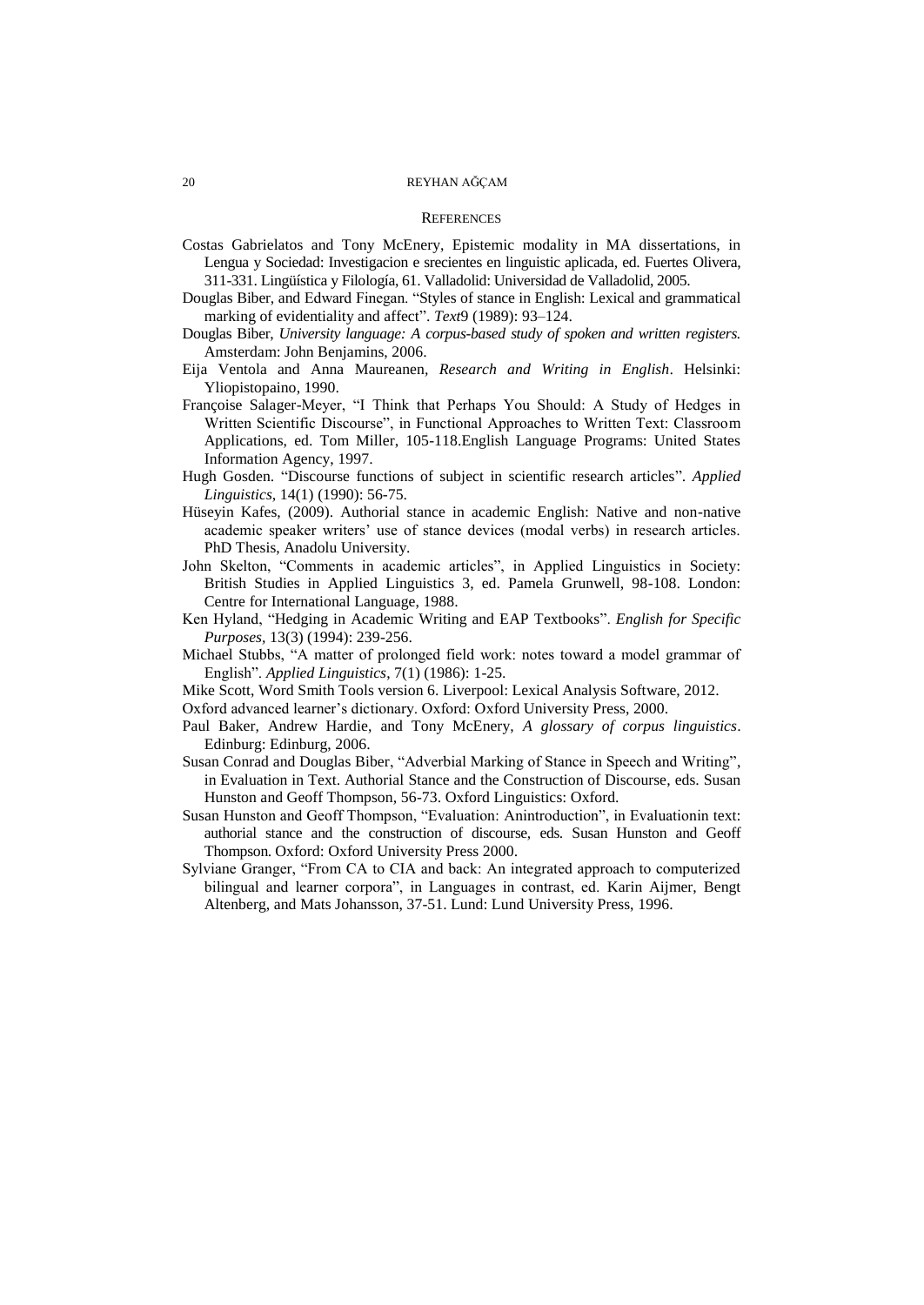## REFERENCES

Costas Gabrielatos and Tony McEnery, Epistemic modality in MA dissertations, in Lengua y Sociedad: Investigacion e srecientes en linguistic aplicada, ed. Fuertes Olivera, 311-331. Lingüística y Filología, 61. Valladolid: Universidad de Valladolid, 2005.

Douglas Biber, and Edward Finegan. "Styles of stance in English: Lexical and grammatical marking of evidentiality and affect". *Text*9 (1989): 93–124.

Douglas Biber, *University language: A corpus-based study of spoken and written registers.* Amsterdam: John Benjamins, 2006.

Eija Ventola and Anna Maureanen, *Research and Writing in English*. Helsinki: Yliopistopaino, 1990.

Françoise Salager-Meyer, "I Think that Perhaps You Should: A Study of Hedges in Written Scientific Discourse", in Functional Approaches to Written Text: Classroom Applications, ed. Tom Miller, 105-118.English Language Programs: United States Information Agency, 1997.

Hugh Gosden. "Discourse functions of subject in scientific research articles". *Applied Linguistics*, 14(1) (1990): 56-75.

Hüseyin Kafes, (2009). Authorial stance in academic English: Native and non-native academic speaker writers' use of stance devices (modal verbs) in research articles. PhD Thesis, Anadolu University.

John Skelton, "Comments in academic articles", in Applied Linguistics in Society: British Studies in Applied Linguistics 3, ed. Pamela Grunwell, 98-108. London: Centre for International Language, 1988.

Ken Hyland, "Hedging in Academic Writing and EAP Textbooks". *English for Specific Purposes,* 13(3) (1994): 239-256.

Michael Stubbs, "A matter of prolonged field work: notes toward a model grammar of English". *Applied Linguistics*, 7(1) (1986): 1-25.

Mike Scott, Word Smith Tools version 6. Liverpool: Lexical Analysis Software, 2012.

Oxford advanced learner's dictionary. Oxford: Oxford University Press, 2000.

Paul Baker, Andrew Hardie, and Tony McEnery, *A glossary of corpus linguistics*. Edinburg: Edinburg, 2006.

Susan Conrad and Douglas Biber, "Adverbial Marking of Stance in Speech and Writing", in Evaluation in Text. Authorial Stance and the Construction of Discourse, eds. Susan Hunston and Geoff Thompson, 56-73. Oxford Linguistics: Oxford.

Susan Hunston and Geoff Thompson, "Evaluation: Anintroduction", in Evaluationin text: authorial stance and the construction of discourse, eds. Susan Hunston and Geoff Thompson. Oxford: Oxford University Press 2000.

Sylviane Granger, "From CA to CIA and back: An integrated approach to computerized bilingual and learner corpora", in Languages in contrast, ed. Karin Aijmer, Bengt Altenberg, and Mats Johansson, 37-51. Lund: Lund University Press, 1996.